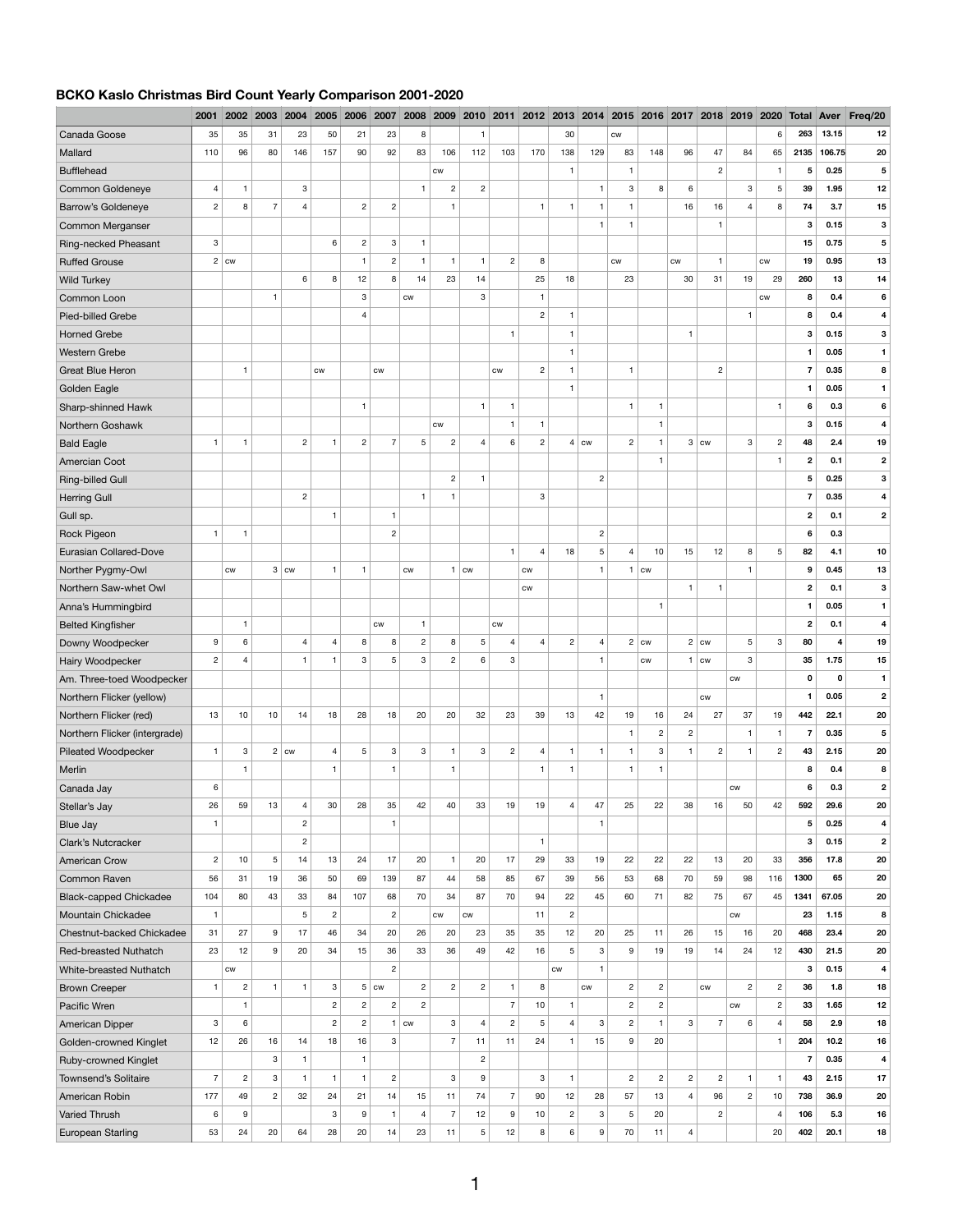**BCKO Kaslo Christmas Bird Count Yearly Comparison 2001-2020**

| | 2001 | 2002 | 2003 | 2004 | 2005 | 2006 | 2007 | 2008 | 2009 | 2010 | 2011 | 2012 | 2013 | 2014 | 2015 | 2016 | 2017 | 2018 | 2019 | 2020 | Total | Aver | Freq/20 |
|---|---|---|---|---|---|---|---|---|---|---|---|---|---|---|---|---|---|---|---|---|---|---|---|
| Canada Goose | 35 | 35 | 31 | 23 | 50 | 21 | 23 | 8 | | 1 | | | 30 | | cw | | | | | 6 | **263** | **13.15** | **12** |
| Mallard | 110 | 96 | 80 | 146 | 157 | 90 | 92 | 83 | 106 | 112 | 103 | 170 | 138 | 129 | 83 | 148 | 96 | 47 | 84 | 65 | **2135** | **106.75** | **20** |
| Bufflehead | | | | | | | | | cw | | | | 1 | | 1 | | | 2 | | 1 | **5** | **0.25** | **5** |
| Common Goldeneye | 4 | 1 | | 3 | | | | 1 | 2 | 2 | | | | 1 | 3 | 8 | 6 | | 3 | 5 | **39** | **1.95** | **12** |
| Barrow's Goldeneye | 2 | 8 | 7 | 4 | | 2 | 2 | | 1 | | | 1 | 1 | 1 | 1 | | 16 | 16 | 4 | 8 | **74** | **3.7** | **15** |
| Common Merganser | | | | | | | | | | | | | | 1 | 1 | | | 1 | | | **3** | **0.15** | **3** |
| Ring-necked Pheasant | 3 | | | | 6 | 2 | 3 | 1 | | | | | | | | | | | | | **15** | **0.75** | **5** |
| Ruffed Grouse | 2 | cw | | | | 1 | 2 | 1 | 1 | 1 | 2 | 8 | | | cw | | cw | 1 | | cw | **19** | **0.95** | **13** |
| Wild Turkey | | | | 6 | 8 | 12 | 8 | 14 | 23 | 14 | | 25 | 18 | | 23 | | 30 | 31 | 19 | 29 | **260** | **13** | **14** |
| Common Loon | | | 1 | | | 3 | | cw | | 3 | | 1 | | | | | | | | cw | **8** | **0.4** | **6** |
| Pied-billed Grebe | | | | | | 4 | | | | | | 2 | 1 | | | | | | 1 | | **8** | **0.4** | **4** |
| Horned Grebe | | | | | | | | | | | 1 | | 1 | | | | 1 | | | | **3** | **0.15** | **3** |
| Western Grebe | | | | | | | | | | | | | 1 | | | | | | | | **1** | **0.05** | **1** |
| Great Blue Heron | | 1 | | | cw | | cw | | | | cw | 2 | 1 | | 1 | | | 2 | | | **7** | **0.35** | **8** |
| Golden Eagle | | | | | | | | | | | | | 1 | | | | | | | | **1** | **0.05** | **1** |
| Sharp-shinned Hawk | | | | | | 1 | | | | 1 | 1 | | | | 1 | 1 | | | | 1 | **6** | **0.3** | **6** |
| Northern Goshawk | | | | | | | | | cw | | 1 | 1 | | | | 1 | | | | | **3** | **0.15** | **4** |
| Bald Eagle | 1 | 1 | | 2 | 1 | 2 | 7 | 5 | 2 | 4 | 6 | 2 | 4 | cw | 2 | 1 | 3 | cw | 3 | 2 | **48** | **2.4** | **19** |
| Amercian Coot | | | | | | | | | | | | | | | | 1 | | | | 1 | **2** | **0.1** | **2** |
| Ring-billed Gull | | | | | | | | | 2 | 1 | | | | 2 | | | | | | | **5** | **0.25** | **3** |
| Herring Gull | | | | 2 | | | | 1 | 1 | | | 3 | | | | | | | | | **7** | **0.35** | **4** |
| Gull sp. | | | | | 1 | | 1 | | | | | | | | | | | | | | **2** | **0.1** | **2** |
| Rock Pigeon | 1 | 1 | | | | | 2 | | | | | | | 2 | | | | | | | **6** | **0.3** | |
| Eurasian Collared-Dove | | | | | | | | | | | 1 | 4 | 18 | 5 | 4 | 10 | 15 | 12 | 8 | 5 | **82** | **4.1** | **10** |
| Norther Pygmy-Owl | | cw | 3 | cw | 1 | 1 | | cw | 1 | cw | | cw | | 1 | 1 | cw | | | 1 | | **9** | **0.45** | **13** |
| Northern Saw-whet Owl | | | | | | | | | | | | cw | | | | | 1 | 1 | | | **2** | **0.1** | **3** |
| Anna's Hummingbird | | | | | | | | | | | | | | | | 1 | | | | | **1** | **0.05** | **1** |
| Belted Kingfisher | | 1 | | | | | cw | 1 | | | cw | | | | | | | | | | **2** | **0.1** | **4** |
| Downy Woodpecker | 9 | 6 | | 4 | 4 | 8 | 8 | 2 | 8 | 5 | 4 | 4 | 2 | 4 | 2 | cw | 2 | cw | 5 | 3 | **80** | **4** | **19** |
| Hairy Woodpecker | 2 | 4 | | 1 | 1 | 3 | 5 | 3 | 2 | 6 | 3 | | | 1 | | cw | 1 | cw | 3 | | **35** | **1.75** | **15** |
| Am. Three-toed Woodpecker | | | | | | | | | | | | | | | | | | | cw | | **0** | **0** | **1** |
| Northern Flicker (yellow) | | | | | | | | | | | | | | 1 | | | | cw | | | **1** | **0.05** | **2** |
| Northern Flicker (red) | 13 | 10 | 10 | 14 | 18 | 28 | 18 | 20 | 20 | 32 | 23 | 39 | 13 | 42 | 19 | 16 | 24 | 27 | 37 | 19 | **442** | **22.1** | **20** |
| Northern Flicker (intergrade) | | | | | | | | | | | | | | | 1 | 2 | 2 | | 1 | 1 | **7** | **0.35** | **5** |
| Pileated Woodpecker | 1 | 3 | 2 | cw | 4 | 5 | 3 | 3 | 1 | 3 | 2 | 4 | 1 | 1 | 1 | 3 | 1 | 2 | 1 | 2 | **43** | **2.15** | **20** |
| Merlin | | 1 | | | 1 | | 1 | | 1 | | | 1 | 1 | | 1 | 1 | | | | | **8** | **0.4** | **8** |
| Canada Jay | 6 | | | | | | | | | | | | | | | | | | cw | | **6** | **0.3** | **2** |
| Stellar's Jay | 26 | 59 | 13 | 4 | 30 | 28 | 35 | 42 | 40 | 33 | 19 | 19 | 4 | 47 | 25 | 22 | 38 | 16 | 50 | 42 | **592** | **29.6** | **20** |
| Blue Jay | 1 | | | 2 | | | 1 | | | | | | | 1 | | | | | | | **5** | **0.25** | **4** |
| Clark's Nutcracker | | | | 2 | | | | | | | | 1 | | | | | | | | | **3** | **0.15** | **2** |
| American Crow | 2 | 10 | 5 | 14 | 13 | 24 | 17 | 20 | 1 | 20 | 17 | 29 | 33 | 19 | 22 | 22 | 22 | 13 | 20 | 33 | **356** | **17.8** | **20** |
| Common Raven | 56 | 31 | 19 | 36 | 50 | 69 | 139 | 87 | 44 | 58 | 85 | 67 | 39 | 56 | 53 | 68 | 70 | 59 | 98 | 116 | **1300** | **65** | **20** |
| Black-capped Chickadee | 104 | 80 | 43 | 33 | 84 | 107 | 68 | 70 | 34 | 87 | 70 | 94 | 22 | 45 | 60 | 71 | 82 | 75 | 67 | 45 | **1341** | **67.05** | **20** |
| Mountain Chickadee | 1 | | | 5 | 2 | | 2 | | cw | cw | | 11 | 2 | | | | | | cw | | **23** | **1.15** | **8** |
| Chestnut-backed Chickadee | 31 | 27 | 9 | 17 | 46 | 34 | 20 | 26 | 20 | 23 | 35 | 35 | 12 | 20 | 25 | 11 | 26 | 15 | 16 | 20 | **468** | **23.4** | **20** |
| Red-breasted Nuthatch | 23 | 12 | 9 | 20 | 34 | 15 | 36 | 33 | 36 | 49 | 42 | 16 | 5 | 3 | 9 | 19 | 19 | 14 | 24 | 12 | **430** | **21.5** | **20** |
| White-breasted Nuthatch | | cw | | | | | 2 | | | | | | cw | 1 | | | | | | | **3** | **0.15** | **4** |
| Brown Creeper | 1 | 2 | 1 | 1 | 3 | 5 | cw | 2 | 2 | 2 | 1 | 8 | | cw | 2 | 2 | | cw | 2 | 2 | **36** | **1.8** | **18** |
| Pacific Wren | | 1 | | | 2 | 2 | 2 | 2 | | | 7 | 10 | 1 | | 2 | 2 | | | cw | 2 | **33** | **1.65** | **12** |
| American Dipper | 3 | 6 | | | 2 | 2 | 1 | cw | 3 | 4 | 2 | 5 | 4 | 3 | 2 | 1 | 3 | 7 | 6 | 4 | **58** | **2.9** | **18** |
| Golden-crowned Kinglet | 12 | 26 | 16 | 14 | 18 | 16 | 3 | | 7 | 11 | 11 | 24 | 1 | 15 | 9 | 20 | | | | 1 | **204** | **10.2** | **16** |
| Ruby-crowned Kinglet | | | 3 | 1 | | 1 | | | | 2 | | | | | | | | | | | **7** | **0.35** | **4** |
| Townsend's Solitaire | 7 | 2 | 3 | 1 | 1 | 1 | 2 | | 3 | 9 | | 3 | 1 | | 2 | 2 | 2 | 2 | 1 | 1 | **43** | **2.15** | **17** |
| American Robin | 177 | 49 | 2 | 32 | 24 | 21 | 14 | 15 | 11 | 74 | 7 | 90 | 12 | 28 | 57 | 13 | 4 | 96 | 2 | 10 | **738** | **36.9** | **20** |
| Varied Thrush | 6 | 9 | | | 3 | 9 | 1 | 4 | 7 | 12 | 9 | 10 | 2 | 3 | 5 | 20 | | 2 | | 4 | **106** | **5.3** | **16** |
| European Starling | 53 | 24 | 20 | 64 | 28 | 20 | 14 | 23 | 11 | 5 | 12 | 8 | 6 | 9 | 70 | 11 | 4 | | | 20 | **402** | **20.1** | **18** |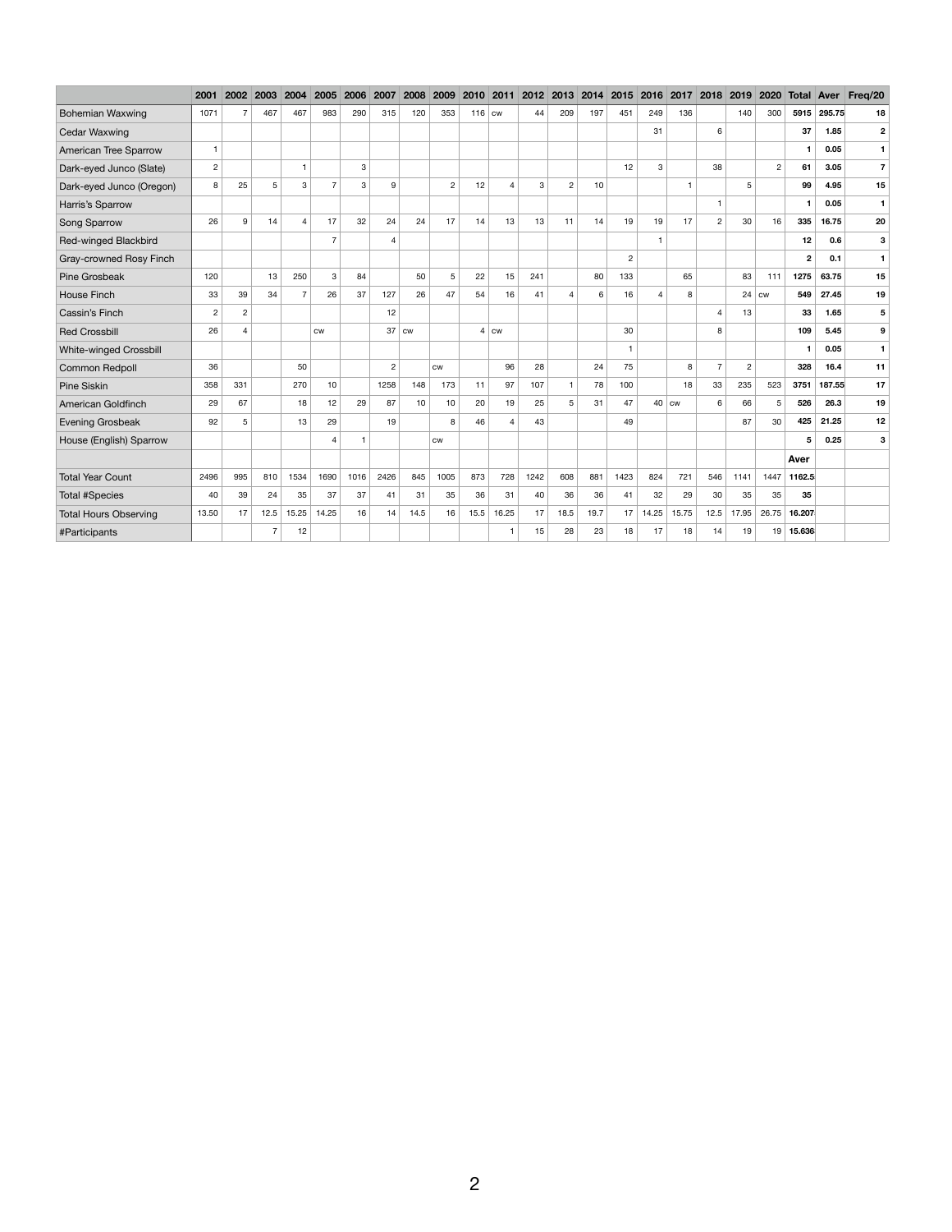| | 2001 | 2002 | 2003 | 2004 | 2005 | 2006 | 2007 | 2008 | 2009 | 2010 | 2011 | 2012 | 2013 | 2014 | 2015 | 2016 | 2017 | 2018 | 2019 | 2020 | Total | Aver | Freq/20 |
|---|---|---|---|---|---|---|---|---|---|---|---|---|---|---|---|---|---|---|---|---|---|---|---|
| Bohemian Waxwing | 1071 | 7 | 467 | 467 | 983 | 290 | 315 | 120 | 353 | 116 | cw | 44 | 209 | 197 | 451 | 249 | 136 | | 140 | 300 | **5915** | **295.75** | **18** |
| Cedar Waxwing | | | | | | | | | | | | | | | | 31 | | 6 | | | **37** | **1.85** | **2** |
| American Tree Sparrow | 1 | | | | | | | | | | | | | | | | | | | | **1** | **0.05** | **1** |
| Dark-eyed Junco (Slate) | 2 | | | 1 | | 3 | | | | | | | | | 12 | 3 | | 38 | | 2 | **61** | **3.05** | **7** |
| Dark-eyed Junco (Oregon) | 8 | 25 | 5 | 3 | 7 | 3 | 9 | | 2 | 12 | 4 | 3 | 2 | 10 | | | 1 | | 5 | | **99** | **4.95** | **15** |
| Harris's Sparrow | | | | | | | | | | | | | | | | | | 1 | | | **1** | **0.05** | **1** |
| Song Sparrow | 26 | 9 | 14 | 4 | 17 | 32 | 24 | 24 | 17 | 14 | 13 | 13 | 11 | 14 | 19 | 19 | 17 | 2 | 30 | 16 | **335** | **16.75** | **20** |
| Red-winged Blackbird | | | | | 7 | | 4 | | | | | | | | | 1 | | | | | **12** | **0.6** | **3** |
| Gray-crowned Rosy Finch | | | | | | | | | | | | | | | 2 | | | | | | **2** | **0.1** | **1** |
| Pine Grosbeak | 120 | | 13 | 250 | 3 | 84 | | 50 | 5 | 22 | 15 | 241 | | 80 | 133 | | 65 | | 83 | 111 | **1275** | **63.75** | **15** |
| House Finch | 33 | 39 | 34 | 7 | 26 | 37 | 127 | 26 | 47 | 54 | 16 | 41 | 4 | 6 | 16 | 4 | 8 | | 24 | cw | **549** | **27.45** | **19** |
| Cassin's Finch | 2 | 2 | | | | | 12 | | | | | | | | | | | 4 | 13 | | **33** | **1.65** | **5** |
| Red Crossbill | 26 | 4 | | | cw | | 37 | cw | | 4 | cw | | | | 30 | | | 8 | | | **109** | **5.45** | **9** |
| White-winged Crossbill | | | | | | | | | | | | | | | 1 | | | | | | **1** | **0.05** | **1** |
| Common Redpoll | 36 | | | 50 | | | 2 | | cw | | 96 | 28 | | 24 | 75 | | 8 | 7 | 2 | | **328** | **16.4** | **11** |
| Pine Siskin | 358 | 331 | | 270 | 10 | | 1258 | 148 | 173 | 11 | 97 | 107 | 1 | 78 | 100 | | 18 | 33 | 235 | 523 | **3751** | **187.55** | **17** |
| American Goldfinch | 29 | 67 | | 18 | 12 | 29 | 87 | 10 | 10 | 20 | 19 | 25 | 5 | 31 | 47 | 40 | cw | 6 | 66 | 5 | **526** | **26.3** | **19** |
| Evening Grosbeak | 92 | 5 | | 13 | 29 | | 19 | | 8 | 46 | 4 | 43 | | | 49 | | | | 87 | 30 | **425** | **21.25** | **12** |
| House (English) Sparrow | | | | | 4 | 1 | | | cw | | | | | | | | | | | | **5** | **0.25** | **3** |
| | | | | | | | | | | | | | | | | | | | | | **Aver** | | |
| Total Year Count | 2496 | 995 | 810 | 1534 | 1690 | 1016 | 2426 | 845 | 1005 | 873 | 728 | 1242 | 608 | 881 | 1423 | 824 | 721 | 546 | 1141 | 1447 | **1162.5** | | |
| Total #Species | 40 | 39 | 24 | 35 | 37 | 37 | 41 | 31 | 35 | 36 | 31 | 40 | 36 | 36 | 41 | 32 | 29 | 30 | 35 | 35 | **35** | | |
| Total Hours Observing | 13.50 | 17 | 12.5 | 15.25 | 14.25 | 16 | 14 | 14.5 | 16 | 15.5 | 16.25 | 17 | 18.5 | 19.7 | 17 | 14.25 | 15.75 | 12.5 | 17.95 | 26.75 | **16.207** | | |
| #Participants | | | 7 | 12 | | | | | | | 1 | 15 | 28 | 23 | 18 | 17 | 18 | 14 | 19 | 19 | **15.636** | | |